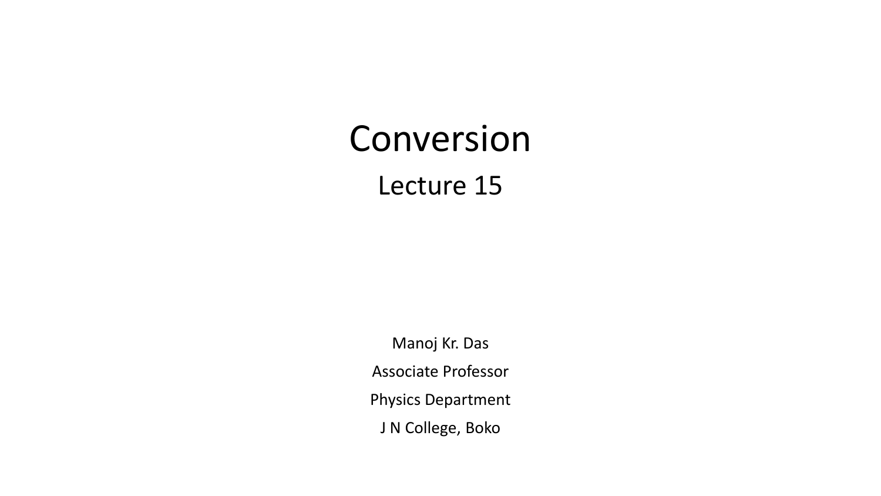# Conversion

## Lecture 15

Manoj Kr. Das

Associate Professor

Physics Department

J N College, Boko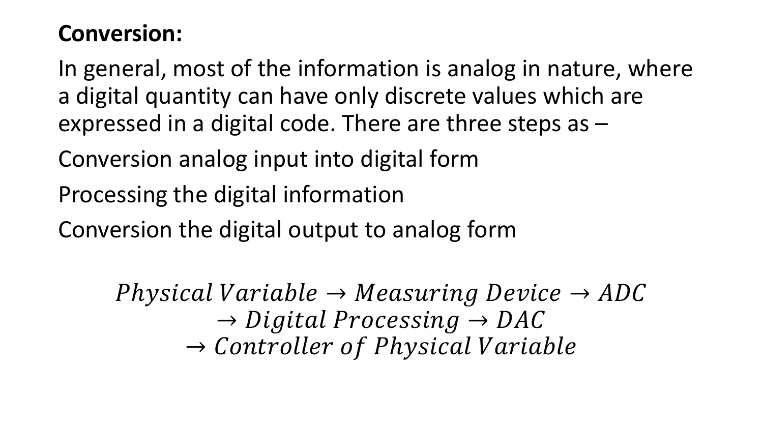**Conversion:**

In general, most of the information is analog in nature, where a digital quantity can have only discrete values which are expressed in a digital code. There are three steps as –

Conversion analog input into digital form

Processing the digital information

Conversion the digital output to analog form

$$Physical\,Variable \rightarrow Measuring\ Device \rightarrow ADC \\ \rightarrow Digital\ Processing \rightarrow DAC \\ \rightarrow Controller\ of\ Physical\,Variable$$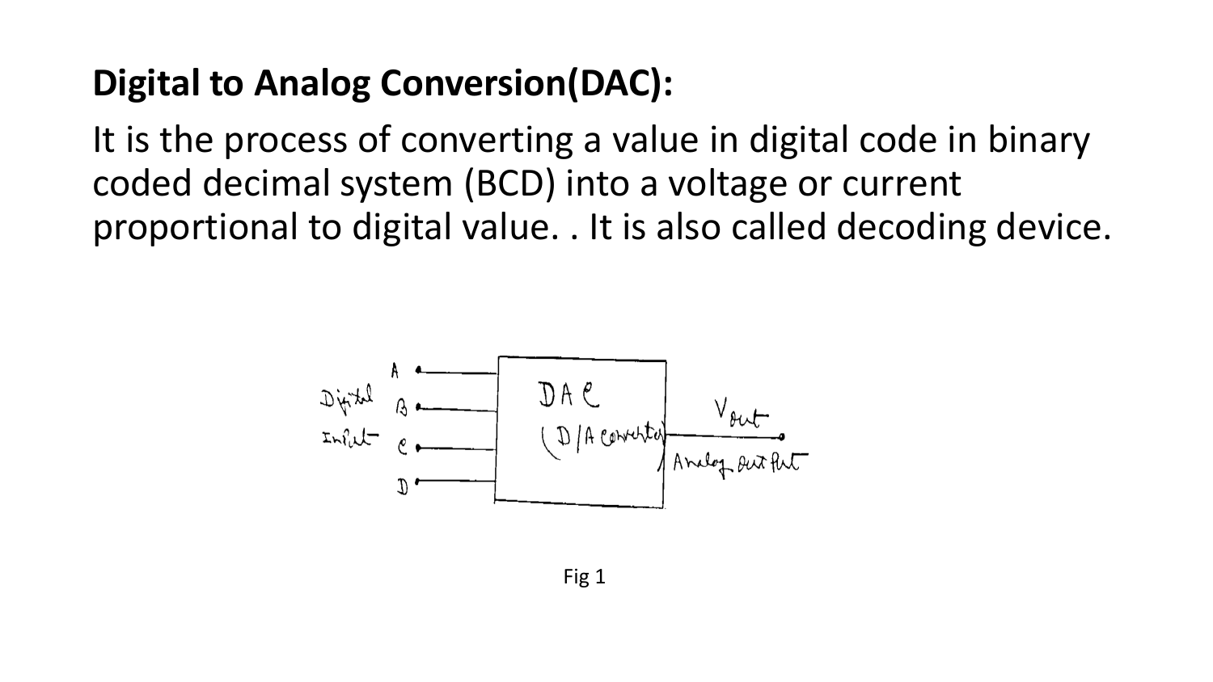## Digital to Analog Conversion(DAC):

It is the process of converting a value in digital code in binary coded decimal system (BCD) into a voltage or current proportional to digital value. . It is also called decoding device.

Fig 1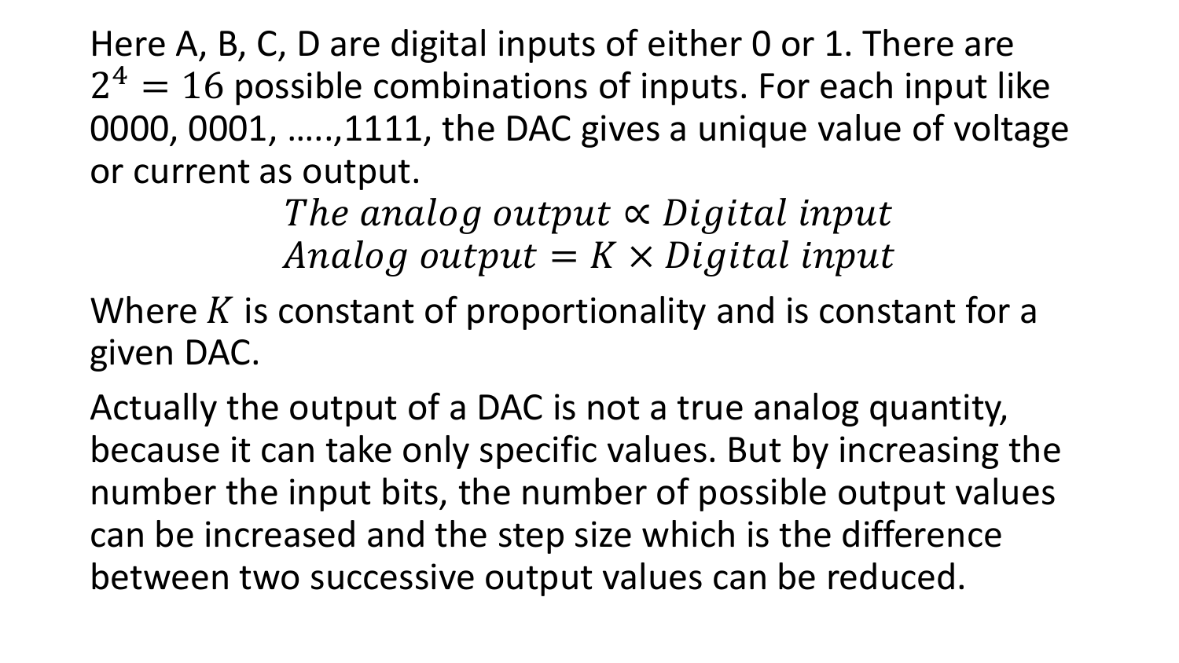Here A, B, C, D are digital inputs of either 0 or 1. There are $2^4 = 16$ possible combinations of inputs. For each input like 0000, 0001, …..,1111, the DAC gives a unique value of voltage or current as output.

$$The\ analog\ output \propto Digital\ input$$
$$Analog\ output = K \times Digital\ input$$

Where $K$ is constant of proportionality and is constant for a given DAC.

Actually the output of a DAC is not a true analog quantity, because it can take only specific values. But by increasing the number the input bits, the number of possible output values can be increased and the step size which is the difference between two successive output values can be reduced.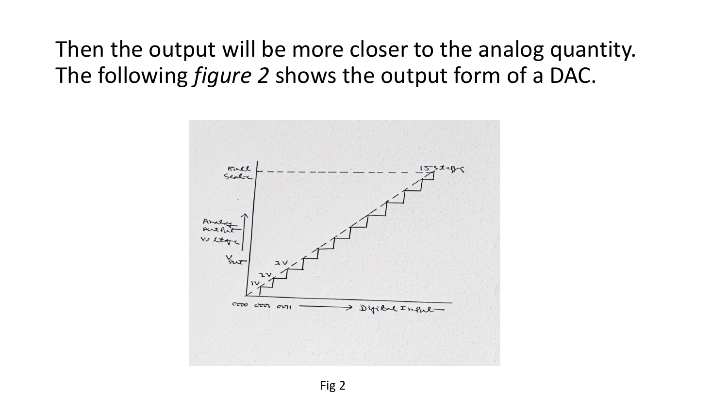Then the output will be more closer to the analog quantity. The following *figure 2* shows the output form of a DAC.

Fig 2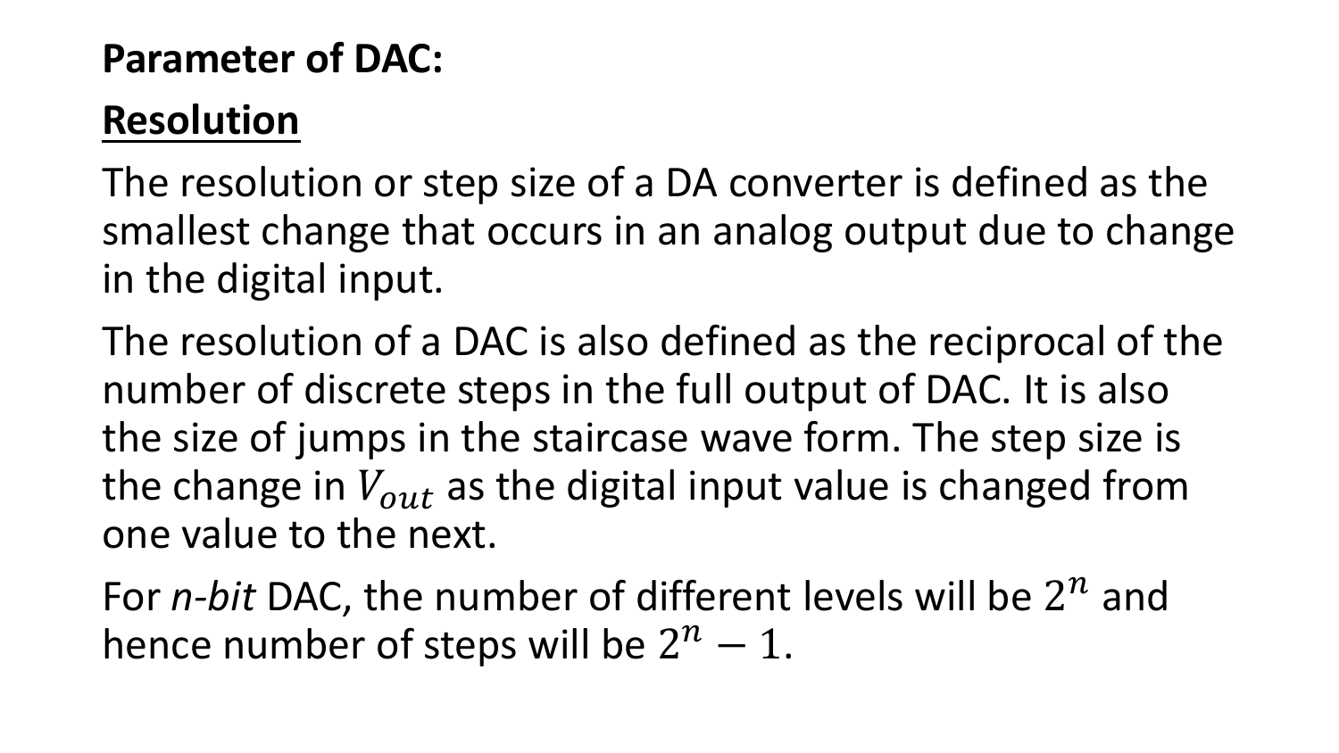**Parameter of DAC:**

**<u>Resolution</u>**

The resolution or step size of a DA converter is defined as the smallest change that occurs in an analog output due to change in the digital input.

The resolution of a DAC is also defined as the reciprocal of the number of discrete steps in the full output of DAC. It is also the size of jumps in the staircase wave form. The step size is the change in $V_{out}$ as the digital input value is changed from one value to the next.

For *n-bit* DAC, the number of different levels will be $2^n$ and hence number of steps will be $2^n - 1$.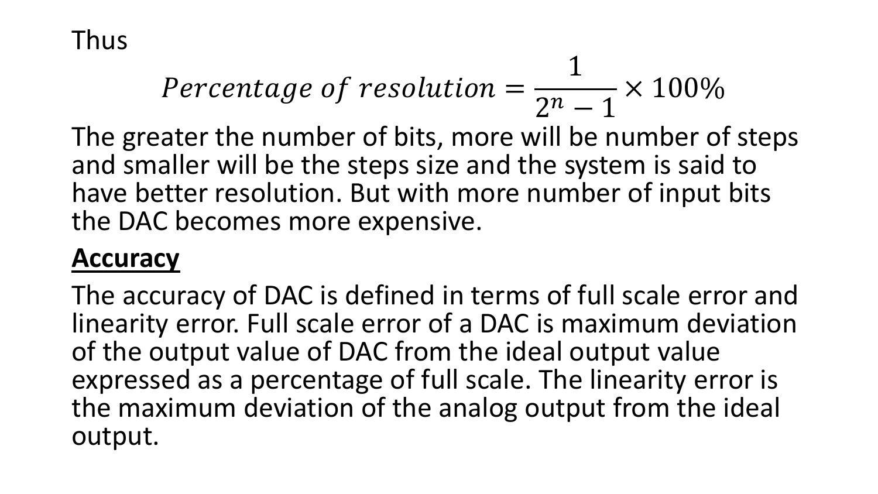Thus

$$Percentage\ of\ resolution = \frac{1}{2^n - 1} \times 100\%$$

The greater the number of bits, more will be number of steps and smaller will be the steps size and the system is said to have better resolution. But with more number of input bits the DAC becomes more expensive.

**Accuracy**

The accuracy of DAC is defined in terms of full scale error and linearity error. Full scale error of a DAC is maximum deviation of the output value of DAC from the ideal output value expressed as a percentage of full scale. The linearity error is the maximum deviation of the analog output from the ideal output.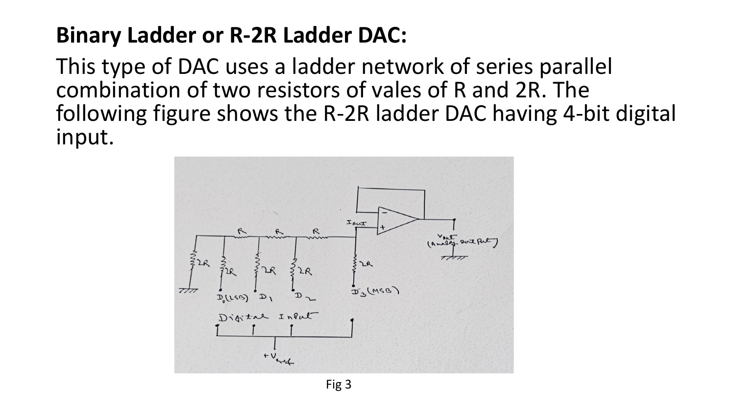**Binary Ladder or R-2R Ladder DAC:**

This type of DAC uses a ladder network of series parallel combination of two resistors of vales of R and 2R. The following figure shows the R-2R ladder DAC having 4-bit digital input.

Fig 3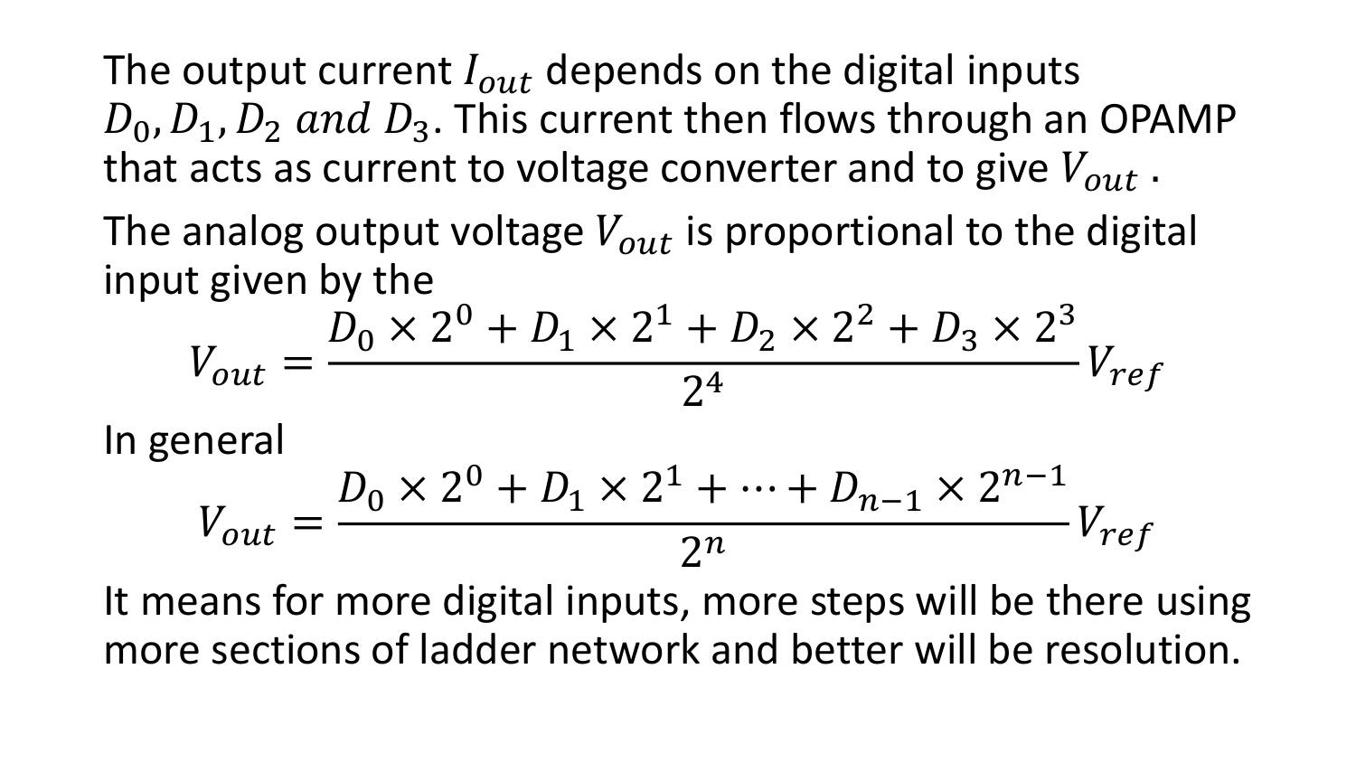The output current $I_{out}$ depends on the digital inputs $D_0, D_1, D_2$ $and$ $D_3$. This current then flows through an OPAMP that acts as current to voltage converter and to give $V_{out}$ .

The analog output voltage $V_{out}$ is proportional to the digital input given by the

$$V_{out} = \frac{D_0 \times 2^0 + D_1 \times 2^1 + D_2 \times 2^2 + D_3 \times 2^3}{2^4} V_{ref}$$

In general

$$V_{out} = \frac{D_0 \times 2^0 + D_1 \times 2^1 + \cdots + D_{n-1} \times 2^{n-1}}{2^n} V_{ref}$$

It means for more digital inputs, more steps will be there using more sections of ladder network and better will be resolution.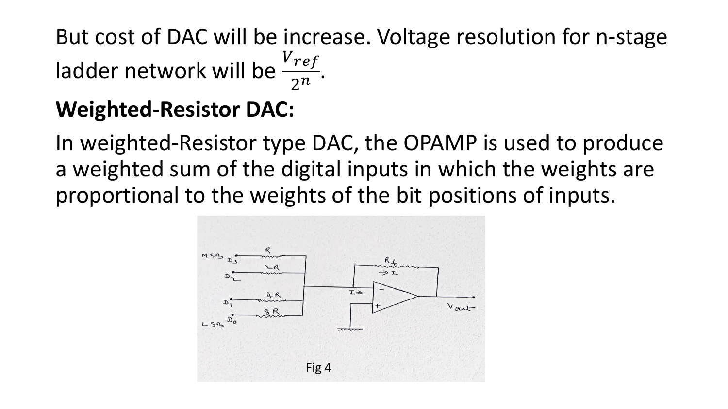But cost of DAC will be increase. Voltage resolution for n-stage ladder network will be $\frac{V_{ref}}{2^n}$.

**Weighted-Resistor DAC:**

In weighted-Resistor type DAC, the OPAMP is used to produce a weighted sum of the digital inputs in which the weights are proportional to the weights of the bit positions of inputs.

Fig 4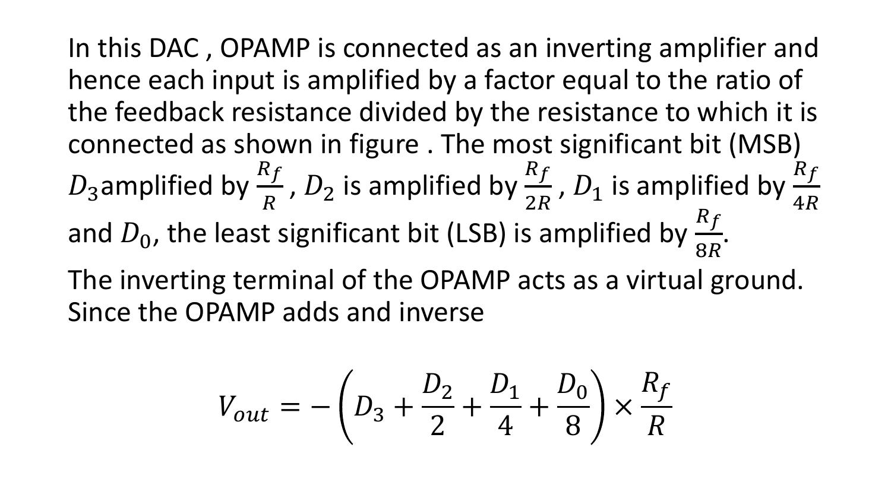In this DAC , OPAMP is connected as an inverting amplifier and hence each input is amplified by a factor equal to the ratio of the feedback resistance divided by the resistance to which it is connected as shown in figure . The most significant bit (MSB) $D_3$amplified by $\frac{R_f}{R}$ , $D_2$ is amplified by $\frac{R_f}{2R}$ , $D_1$ is amplified by $\frac{R_f}{4R}$ and $D_0$, the least significant bit (LSB) is amplified by $\frac{R_f}{8R}$.

The inverting terminal of the OPAMP acts as a virtual ground. Since the OPAMP adds and inverse

$$V_{out} = -\left(D_3 + \frac{D_2}{2} + \frac{D_1}{4} + \frac{D_0}{8}\right) \times \frac{R_f}{R}$$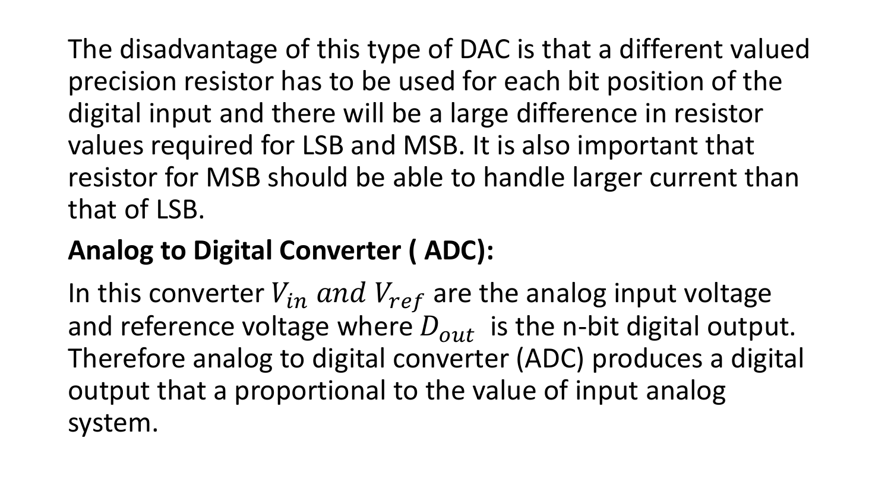The disadvantage of this type of DAC is that a different valued precision resistor has to be used for each bit position of the digital input and there will be a large difference in resistor values required for LSB and MSB. It is also important that resistor for MSB should be able to handle larger current than that of LSB.

**Analog to Digital Converter ( ADC):**

In this converter $V_{in}\ and\ V_{ref}$ are the analog input voltage and reference voltage where $D_{out}$ is the n-bit digital output. Therefore analog to digital converter (ADC) produces a digital output that a proportional to the value of input analog system.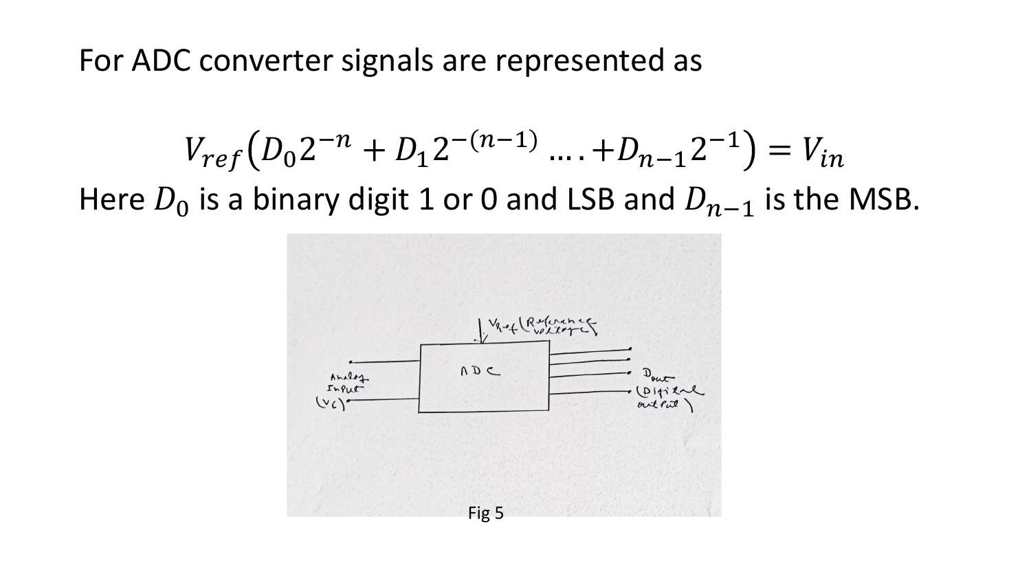For ADC converter signals are represented as

$$V_{ref}\left(D_0 2^{-n} + D_1 2^{-(n-1)} \ldots . + D_{n-1} 2^{-1}\right) = V_{in}$$

Here $D_0$ is a binary digit 1 or 0 and LSB and $D_{n-1}$ is the MSB.

Fig 5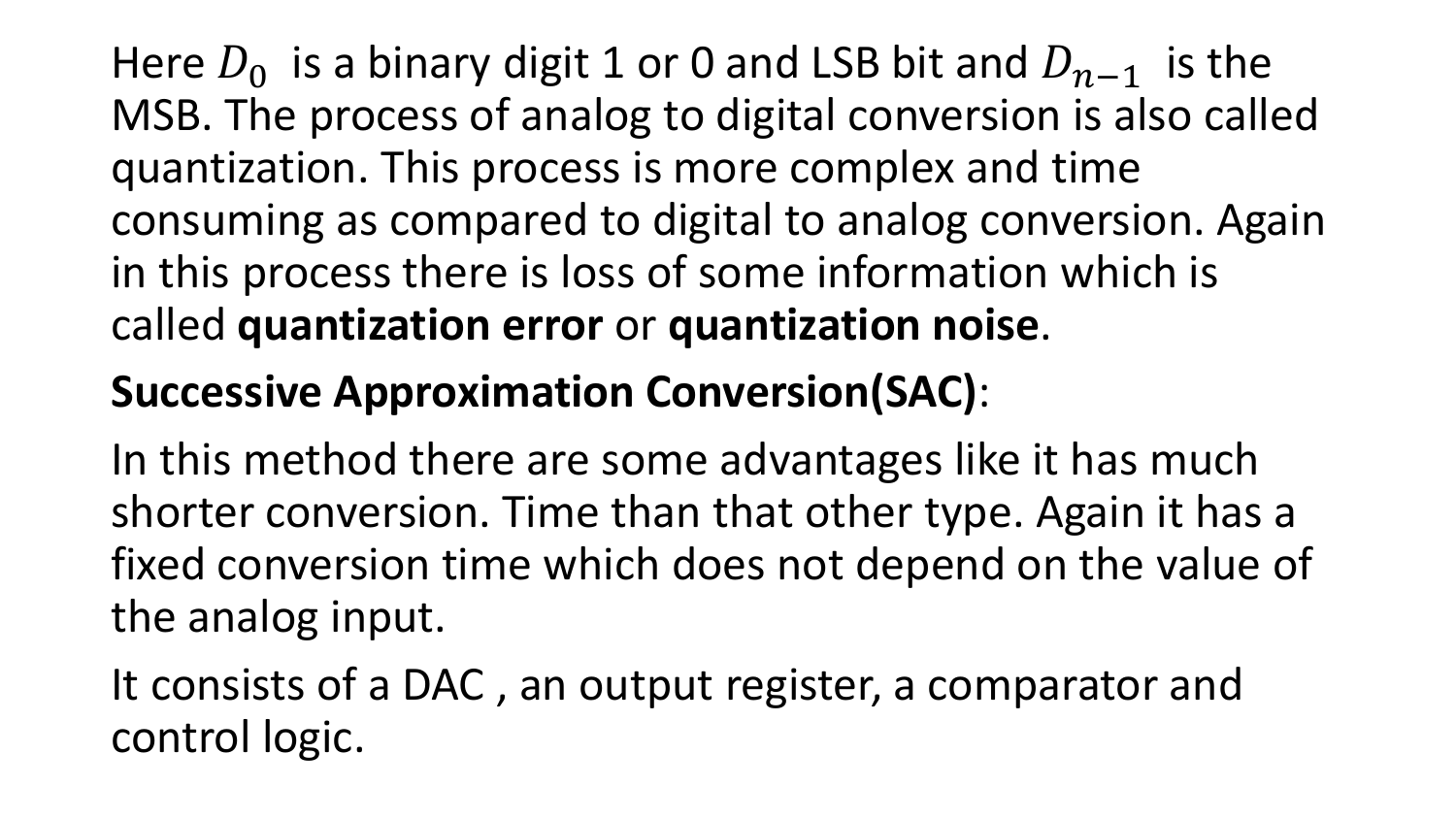Here $D_0$ is a binary digit 1 or 0 and LSB bit and $D_{n-1}$ is the MSB. The process of analog to digital conversion is also called quantization. This process is more complex and time consuming as compared to digital to analog conversion. Again in this process there is loss of some information which is called **quantization error** or **quantization noise**.

**Successive Approximation Conversion(SAC)**:

In this method there are some advantages like it has much shorter conversion. Time than that other type. Again it has a fixed conversion time which does not depend on the value of the analog input.

It consists of a DAC , an output register, a comparator and control logic.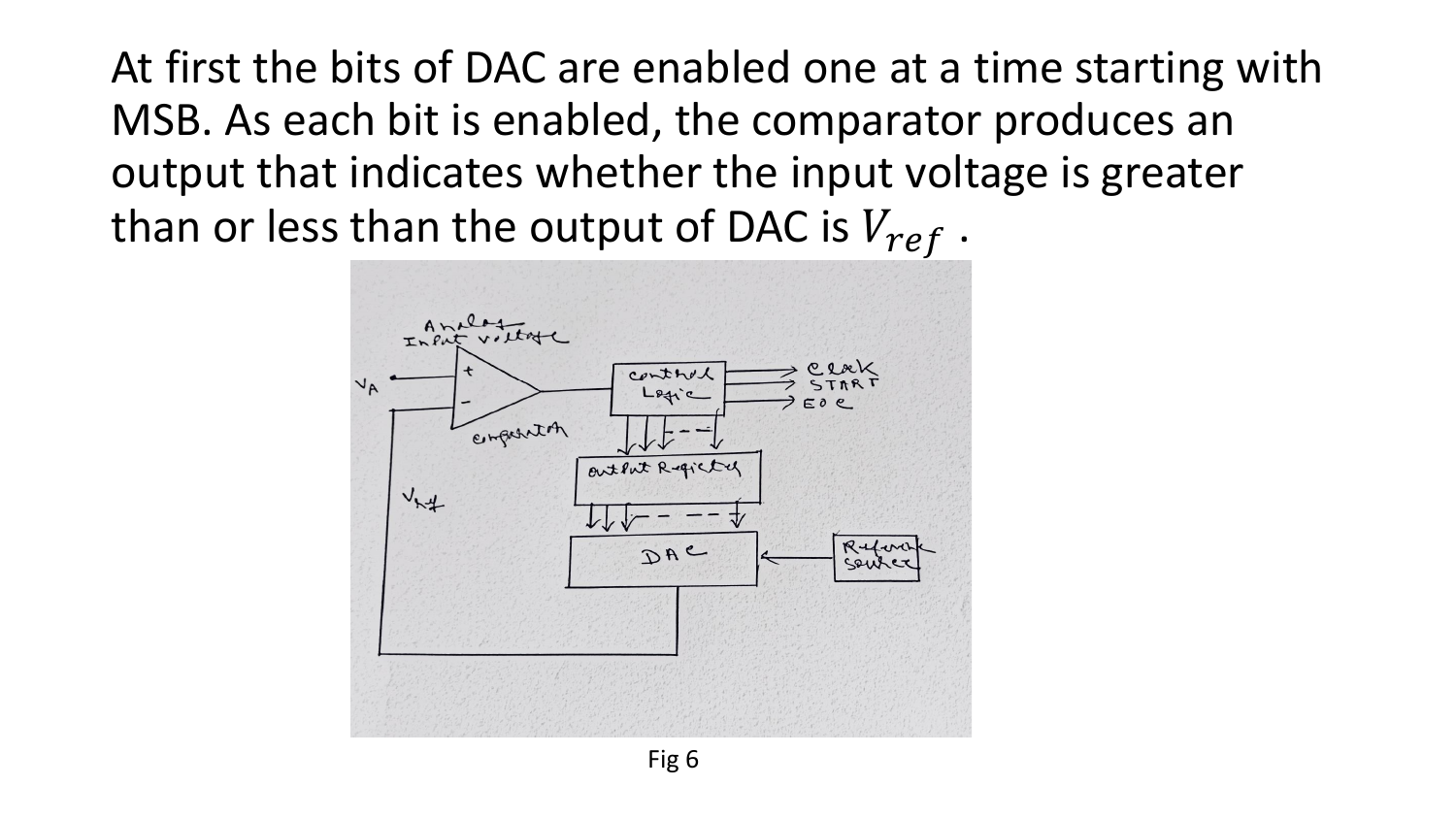At first the bits of DAC are enabled one at a time starting with MSB. As each bit is enabled, the comparator produces an output that indicates whether the input voltage is greater than or less than the output of DAC is $V_{ref}$ .

Fig 6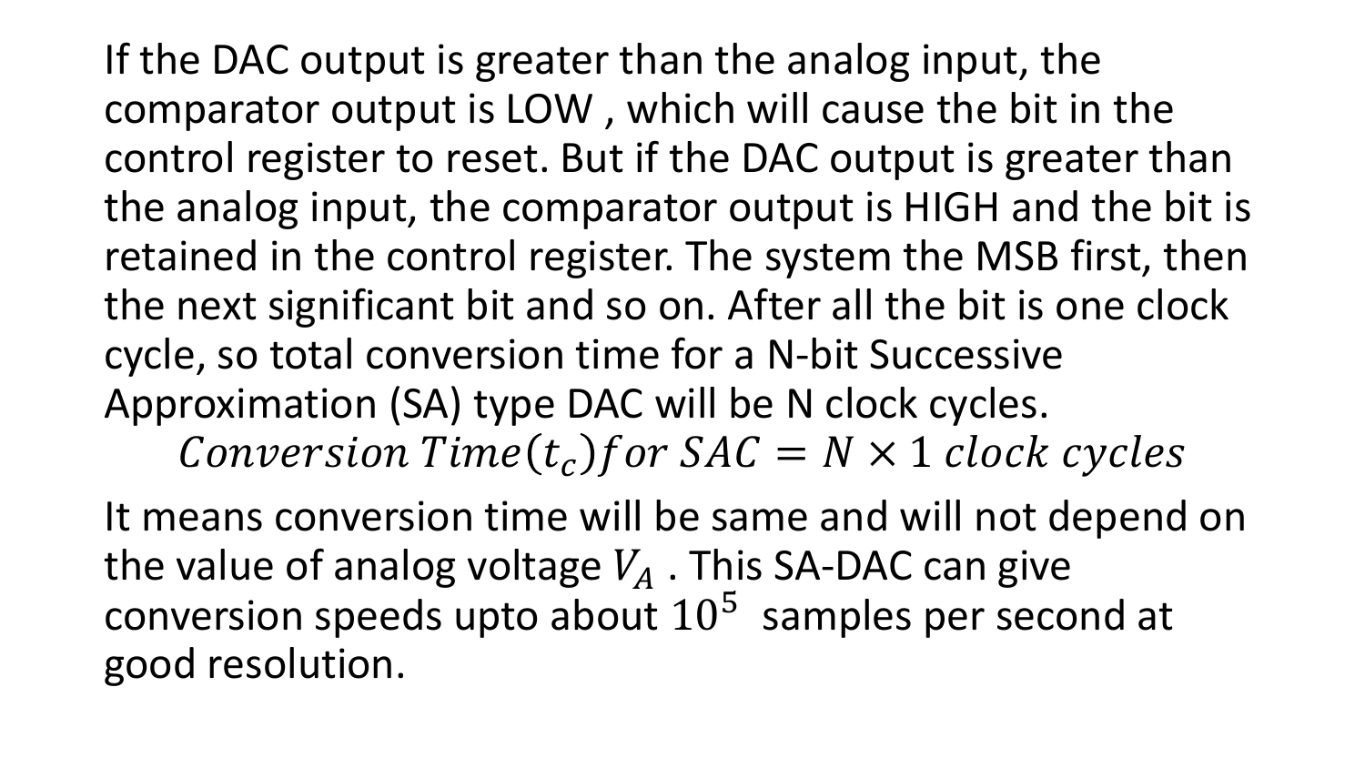If the DAC output is greater than the analog input, the comparator output is LOW , which will cause the bit in the control register to reset. But if the DAC output is greater than the analog input, the comparator output is HIGH and the bit is retained in the control register. The system the MSB first, then the next significant bit and so on. After all the bit is one clock cycle, so total conversion time for a N-bit Successive Approximation (SA) type DAC will be N clock cycles.

$$Conversion\ Time(t_c) for\ SAC = N \times 1\ clock\ cycles$$

It means conversion time will be same and will not depend on the value of analog voltage $V_A$ . This SA-DAC can give conversion speeds upto about $10^5$ samples per second at good resolution.